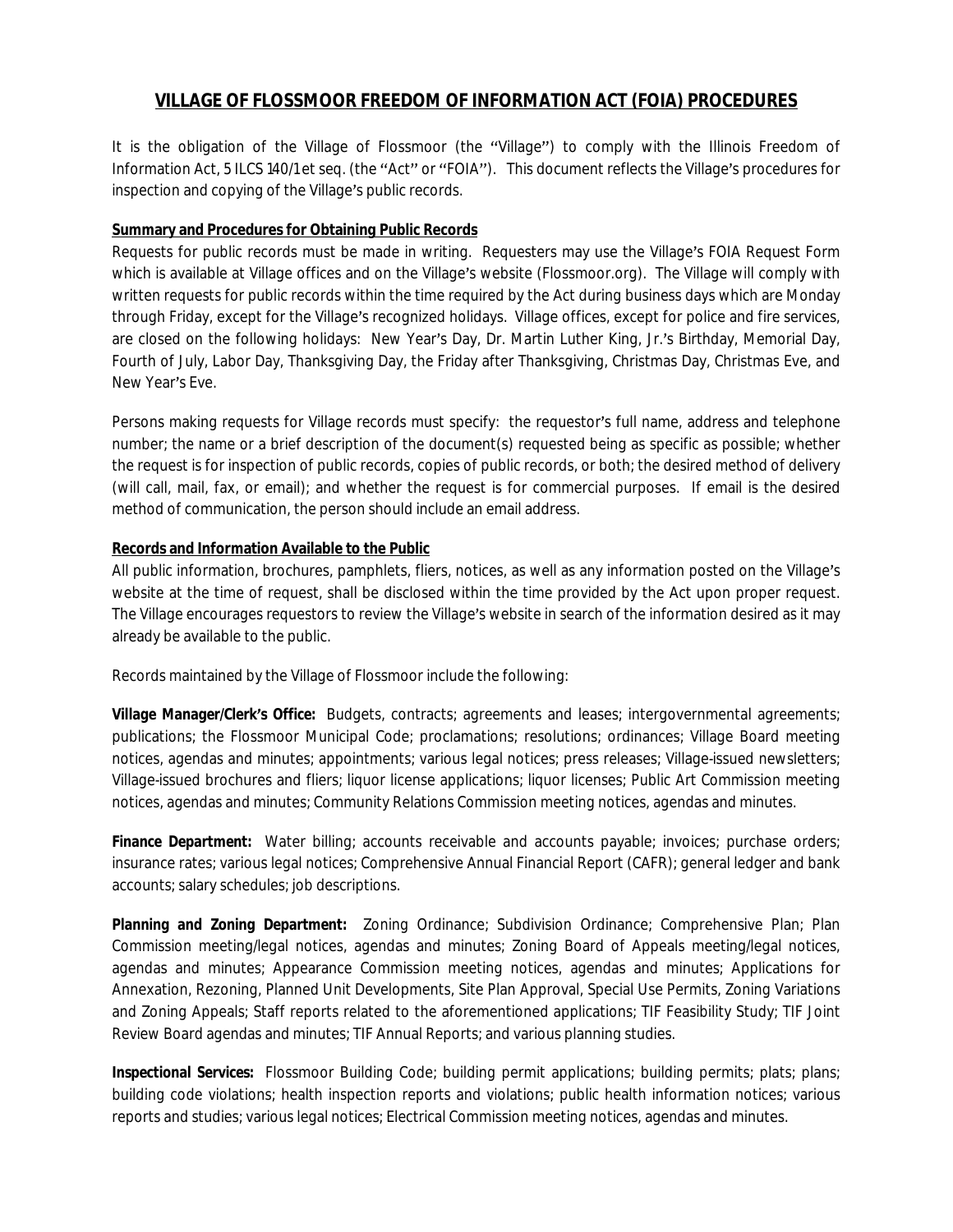# VILLAGE OF FLOSSMOOR FREEDOM OF INFORMATION ACT (FOIA) PROCEDURES

It is the obligation of the Village of Flossmoor (the "Village") to comply with the Illinois Freedom of Information Act, 5 ILCS 140/1 et seq. (the "Act" or "FOIA"). This document reflects the Village's procedures for inspection and copying of the Village's public records.

## Summary and Procedures for Obtaining Public Records

Requests for public records must be made in writing. Requesters may use the Village's FOIA Request Form which is available at Village offices and on the Village's website (Flossmoor.org). The Village will comply with written requests for public records within the time required by the Act during business days which are Monday through Friday, except for the Village's recognized holidays. Village offices, except for police and fire services, are closed on the following holidays: New Year's Day, Dr. Martin Luther King, Jr.'s Birthday, Memorial Day, Fourth of July, Labor Day, Thanksgiving Day, the Friday after Thanksgiving, Christmas Day, Christmas Eve, and New Year's Eve.

Persons making requests for Village records must specify: the requestor's full name, address and telephone number; the name or a brief description of the document(s) requested being as specific as possible; whether the request is for inspection of public records, copies of public records, or both; the desired method of delivery (will call, mail, fax, or email); and whether the request is for commercial purposes. If email is the desired method of communication, the person should include an email address.

## Records and Information Available to the Public

All public information, brochures, pamphlets, fliers, notices, as well as any information posted on the Village's website at the time of request, shall be disclosed within the time provided by the Act upon proper request. The Village encourages requestors to review the Village's website in search of the information desired as it may already be available to the public.

Records maintained by the Village of Flossmoor include the following:

**Village Manager/Clerk's Office:** Budgets, contracts; agreements and leases; intergovernmental agreements; publications; the Flossmoor Municipal Code; proclamations; resolutions; ordinances; Village Board meeting notices, agendas and minutes; appointments; various legal notices; press releases; Village-issued newsletters; Village-issued brochures and fliers; liquor license applications; liquor licenses; Public Art Commission meeting notices, agendas and minutes; Community Relations Commission meeting notices, agendas and minutes.

**Finance Department:** Water billing; accounts receivable and accounts payable; invoices; purchase orders; insurance rates; various legal notices; Comprehensive Annual Financial Report (CAFR); general ledger and bank accounts; salary schedules; job descriptions.

**Planning and Zoning Department:** Zoning Ordinance; Subdivision Ordinance; Comprehensive Plan; Plan Commission meeting/legal notices, agendas and minutes; Zoning Board of Appeals meeting/legal notices, agendas and minutes; Appearance Commission meeting notices, agendas and minutes; Applications for Annexation, Rezoning, Planned Unit Developments, Site Plan Approval, Special Use Permits, Zoning Variations and Zoning Appeals; Staff reports related to the aforementioned applications; TIF Feasibility Study; TIF Joint Review Board agendas and minutes; TIF Annual Reports; and various planning studies.

**Inspectional Services:** Flossmoor Building Code; building permit applications; building permits; plats; plans; building code violations; health inspection reports and violations; public health information notices; various reports and studies; various legal notices; Electrical Commission meeting notices, agendas and minutes.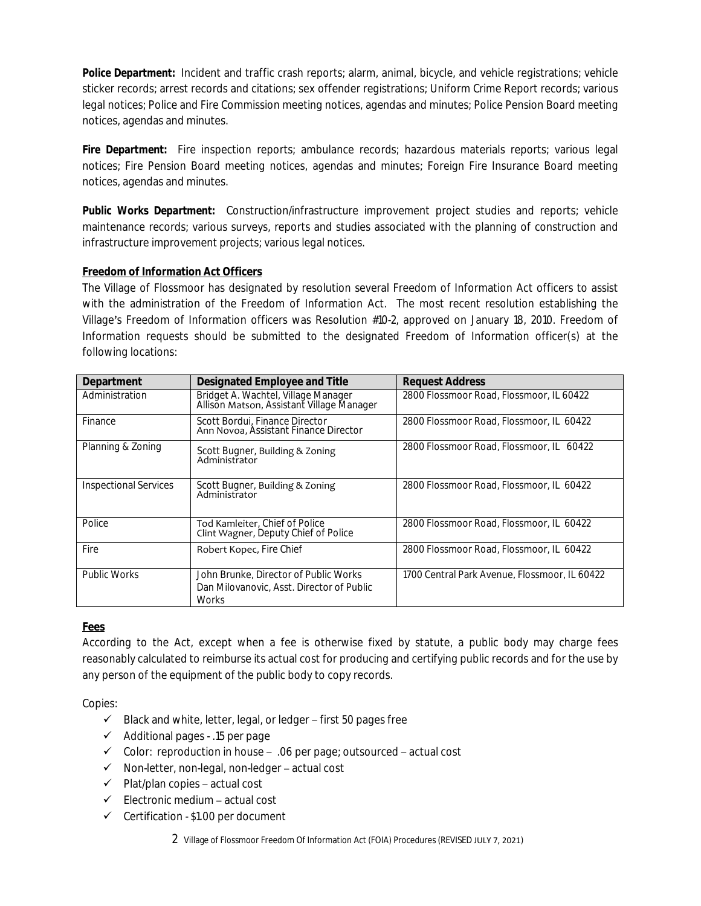**Police Department:** Incident and traffic crash reports; alarm, animal, bicycle, and vehicle registrations; vehicle sticker records; arrest records and citations; sex offender registrations; Uniform Crime Report records; various legal notices; Police and Fire Commission meeting notices, agendas and minutes; Police Pension Board meeting notices, agendas and minutes.

**Fire Department:** Fire inspection reports; ambulance records; hazardous materials reports; various legal notices; Fire Pension Board meeting notices, agendas and minutes; Foreign Fire Insurance Board meeting notices, agendas and minutes.

**Public Works Department:** Construction/infrastructure improvement project studies and reports; vehicle maintenance records; various surveys, reports and studies associated with the planning of construction and infrastructure improvement projects; various legal notices.

**Freedom of Information Act Officers**

The Village of Flossmoor has designated by resolution several Freedom of Information Act officers to assist with the administration of the Freedom of Information Act. The most recent resolution establishing the Village's Freedom of Information officers was Resolution #10-2, approved on January 18, 2010. Freedom of Information requests should be submitted to the designated Freedom of Information officer(s) at the following locations:

| Department | Designated Employee and Title | Request Address |
|---|---|---|
| Administration | Bridget A. Wachtel, Village Manager<br>Allison Matson, Assistant Village Manager | 2800 Flossmoor Road, Flossmoor, IL 60422 |
| Finance | Scott Bordui, Finance Director<br>Ann Novoa, Assistant Finance Director | 2800 Flossmoor Road, Flossmoor, IL 60422 |
| Planning & Zoning | Scott Bugner, Building & Zoning Administrator | 2800 Flossmoor Road, Flossmoor, IL 60422 |
| Inspectional Services | Scott Bugner, Building & Zoning Administrator | 2800 Flossmoor Road, Flossmoor, IL 60422 |
| Police | Tod Kamleiter, Chief of Police<br>Clint Wagner, Deputy Chief of Police | 2800 Flossmoor Road, Flossmoor, IL 60422 |
| Fire | Robert Kopec, Fire Chief | 2800 Flossmoor Road, Flossmoor, IL 60422 |
| Public Works | John Brunke, Director of Public Works<br>Dan Milovanovic, Asst. Director of Public Works | 1700 Central Park Avenue, Flossmoor, IL 60422 |

**Fees**

According to the Act, except when a fee is otherwise fixed by statute, a public body may charge fees reasonably calculated to reimburse its actual cost for producing and certifying public records and for the use by any person of the equipment of the public body to copy records.

Copies:

- ✓ Black and white, letter, legal, or ledger – first 50 pages free
- ✓ Additional pages - .15 per page
- ✓ Color: reproduction in house – .06 per page; outsourced – actual cost
- ✓ Non-letter, non-legal, non-ledger – actual cost
- ✓ Plat/plan copies – actual cost
- ✓ Electronic medium – actual cost
- ✓ Certification - $1.00 per document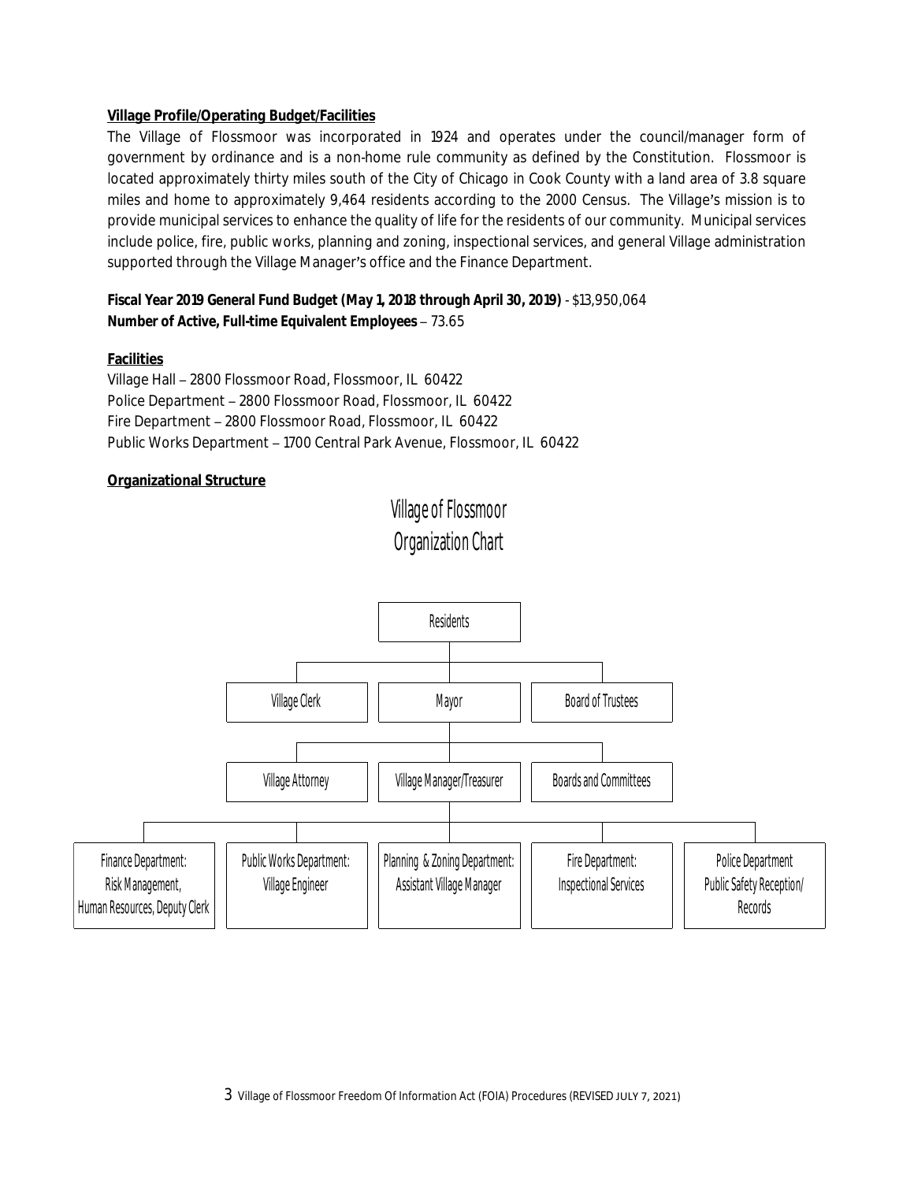**Village Profile/Operating Budget/Facilities**

The Village of Flossmoor was incorporated in 1924 and operates under the council/manager form of government by ordinance and is a non-home rule community as defined by the Constitution. Flossmoor is located approximately thirty miles south of the City of Chicago in Cook County with a land area of 3.8 square miles and home to approximately 9,464 residents according to the 2000 Census. The Village's mission is to provide municipal services to enhance the quality of life for the residents of our community. Municipal services include police, fire, public works, planning and zoning, inspectional services, and general Village administration supported through the Village Manager's office and the Finance Department.

**Fiscal Year 2019 General Fund Budget (May 1, 2018 through April 30, 2019)** - $13,950,064
**Number of Active, Full-time Equivalent Employees** – 73.65

**Facilities**

Village Hall – 2800 Flossmoor Road, Flossmoor, IL 60422
Police Department – 2800 Flossmoor Road, Flossmoor, IL 60422
Fire Department – 2800 Flossmoor Road, Flossmoor, IL 60422
Public Works Department – 1700 Central Park Avenue, Flossmoor, IL 60422

**Organizational Structure**

Village of Flossmoor
Organization Chart

- Residents
  - Village Clerk
  - Mayor
    - Village Attorney
    - Village Manager/Treasurer
      - Finance Department: Risk Management, Human Resources, Deputy Clerk
      - Public Works Department: Village Engineer
      - Planning & Zoning Department: Assistant Village Manager
      - Fire Department: Inspectional Services
      - Police Department Public Safety Reception/ Records
    - Boards and Committees
  - Board of Trustees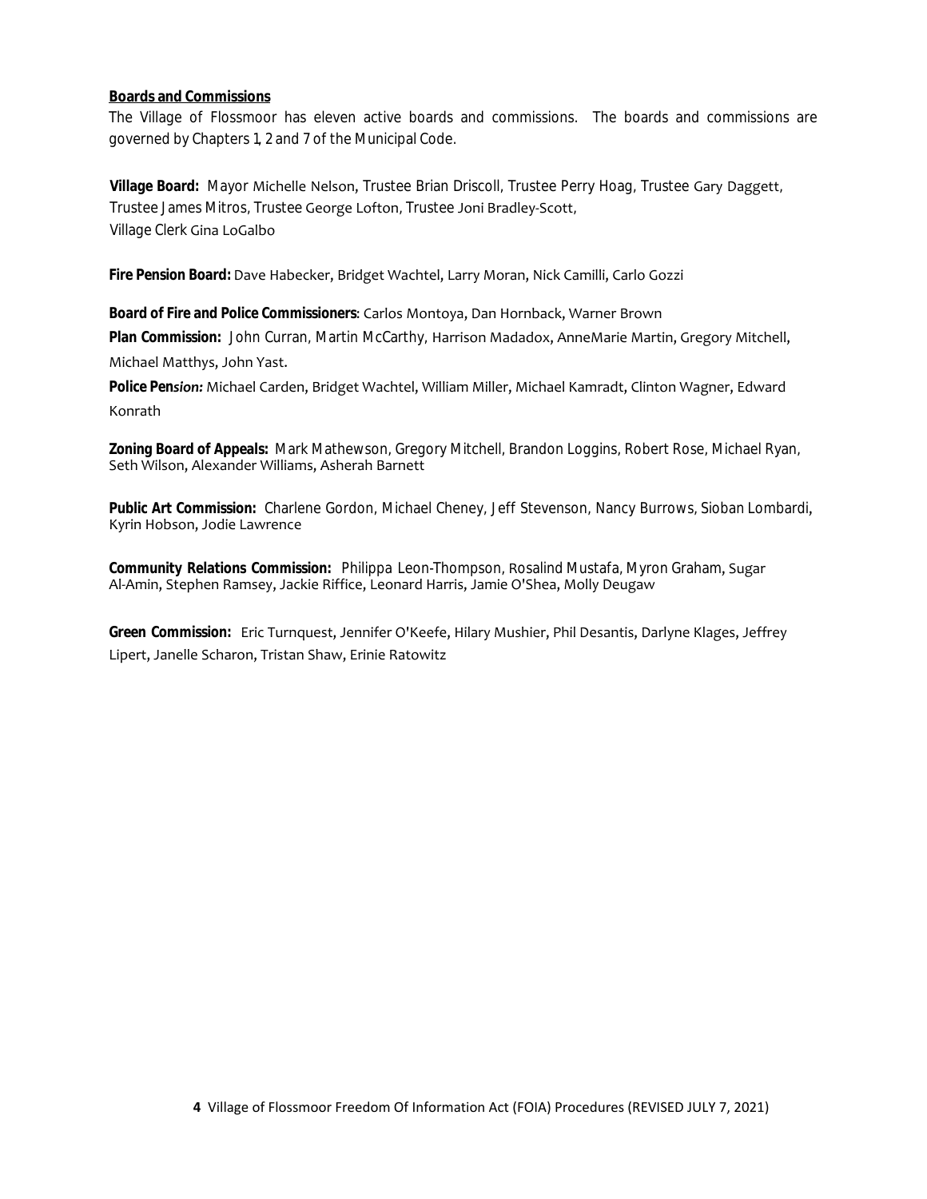**Boards and Commissions**

The Village of Flossmoor has eleven active boards and commissions. The boards and commissions are governed by Chapters 1, 2 and 7 of the Municipal Code.

**Village Board:** Mayor Michelle Nelson, Trustee Brian Driscoll, Trustee Perry Hoag, Trustee Gary Daggett, Trustee James Mitros, Trustee George Lofton, Trustee Joni Bradley-Scott, Village Clerk Gina LoGalbo

**Fire Pension Board:** Dave Habecker, Bridget Wachtel, Larry Moran, Nick Camilli, Carlo Gozzi

**Board of Fire and Police Commissioners**: Carlos Montoya, Dan Hornback, Warner Brown

**Plan Commission:** John Curran, Martin McCarthy, Harrison Madadox, AnneMarie Martin, Gregory Mitchell, Michael Matthys, John Yast.

**Police Pen*sion:*** Michael Carden, Bridget Wachtel, William Miller, Michael Kamradt, Clinton Wagner, Edward Konrath

**Zoning Board of Appeals:** Mark Mathewson, Gregory Mitchell, Brandon Loggins, Robert Rose, Michael Ryan, Seth Wilson, Alexander Williams, Asherah Barnett

**Public Art Commission:** Charlene Gordon, Michael Cheney, Jeff Stevenson, Nancy Burrows, Sioban Lombardi, Kyrin Hobson, Jodie Lawrence

**Community Relations Commission:** Philippa Leon-Thompson, Rosalind Mustafa, Myron Graham, Sugar Al-Amin, Stephen Ramsey, Jackie Riffice, Leonard Harris, Jamie O'Shea, Molly Deugaw

**Green Commission:** Eric Turnquest, Jennifer O'Keefe, Hilary Mushier, Phil Desantis, Darlyne Klages, Jeffrey Lipert, Janelle Scharon, Tristan Shaw, Erinie Ratowitz